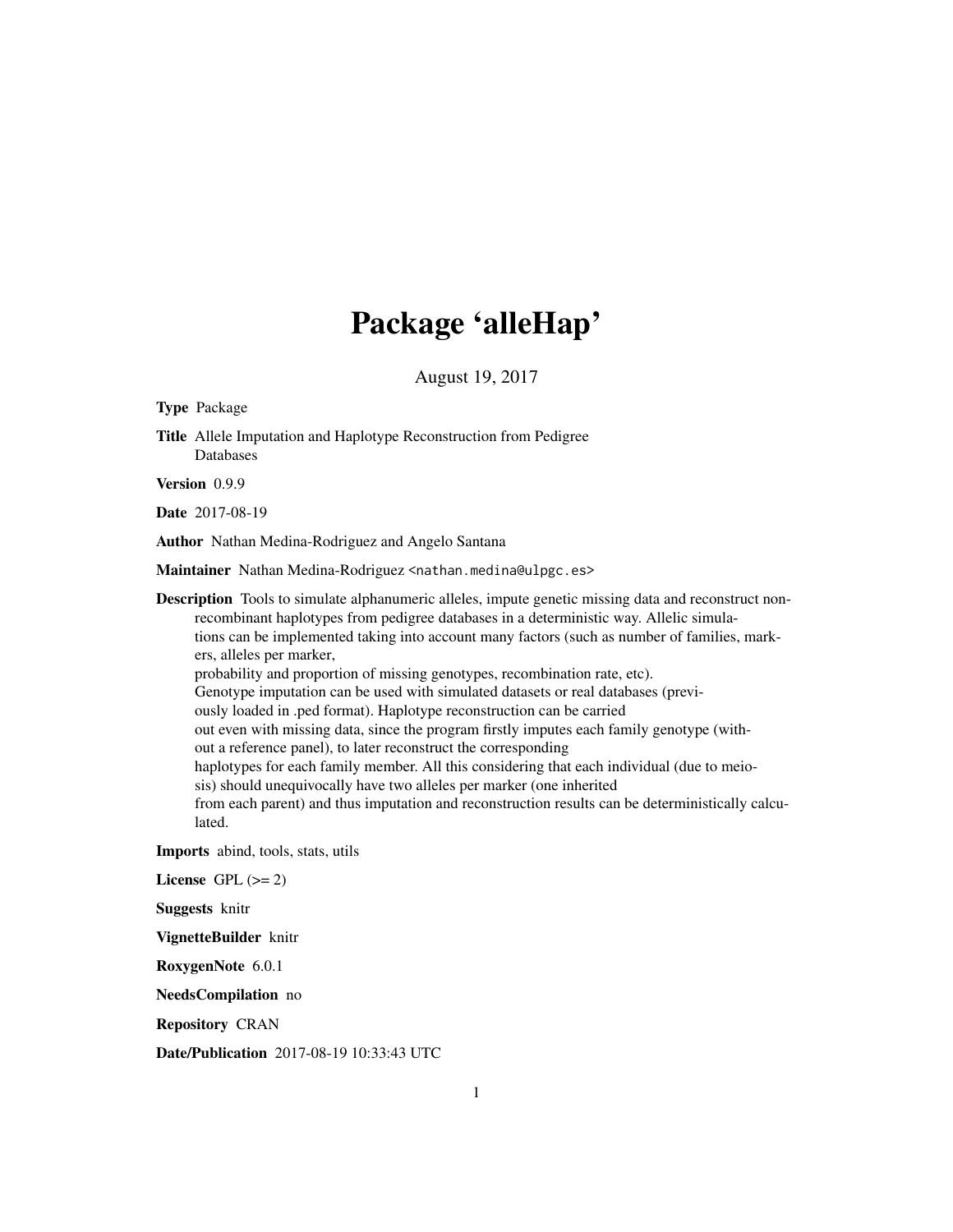# Package 'alleHap'

August 19, 2017

**Type** Package

**Title** Allele Imputation and Haplotype Reconstruction from Pedigree Databases

**Version** 0.9.9

**Date** 2017-08-19

**Author** Nathan Medina-Rodriguez and Angelo Santana

**Maintainer** Nathan Medina-Rodriguez <nathan.medina@ulpgc.es>

**Description** Tools to simulate alphanumeric alleles, impute genetic missing data and reconstruct non-recombinant haplotypes from pedigree databases in a deterministic way. Allelic simulations can be implemented taking into account many factors (such as number of families, markers, alleles per marker, probability and proportion of missing genotypes, recombination rate, etc). Genotype imputation can be used with simulated datasets or real databases (previously loaded in .ped format). Haplotype reconstruction can be carried out even with missing data, since the program firstly imputes each family genotype (without a reference panel), to later reconstruct the corresponding haplotypes for each family member. All this considering that each individual (due to meiosis) should unequivocally have two alleles per marker (one inherited from each parent) and thus imputation and reconstruction results can be deterministically calculated.

**Imports** abind, tools, stats, utils

**License** GPL (>= 2)

**Suggests** knitr

**VignetteBuilder** knitr

**RoxygenNote** 6.0.1

**NeedsCompilation** no

**Repository** CRAN

**Date/Publication** 2017-08-19 10:33:43 UTC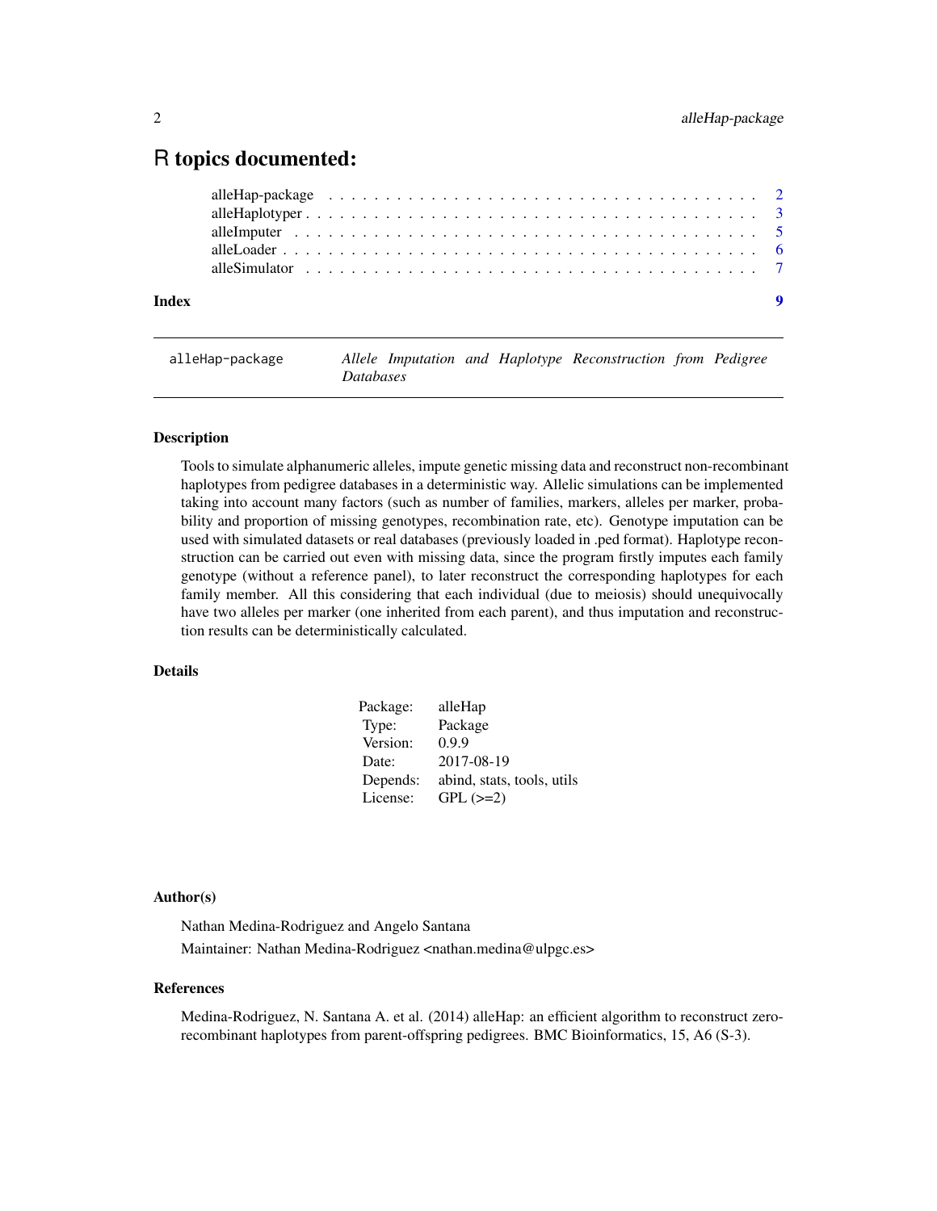# R topics documented:

| | |
|---|---|
| alleHap-package | 2 |
| alleHaplotyper | 3 |
| alleImputer | 5 |
| alleLoader | 6 |
| alleSimulator | 7 |
| **Index** | **9** |

---

alleHap-package — *Allele Imputation and Haplotype Reconstruction from Pedigree Databases*

---

## Description

Tools to simulate alphanumeric alleles, impute genetic missing data and reconstruct non-recombinant haplotypes from pedigree databases in a deterministic way. Allelic simulations can be implemented taking into account many factors (such as number of families, markers, alleles per marker, probability and proportion of missing genotypes, recombination rate, etc). Genotype imputation can be used with simulated datasets or real databases (previously loaded in .ped format). Haplotype reconstruction can be carried out even with missing data, since the program firstly imputes each family genotype (without a reference panel), to later reconstruct the corresponding haplotypes for each family member. All this considering that each individual (due to meiosis) should unequivocally have two alleles per marker (one inherited from each parent), and thus imputation and reconstruction results can be deterministically calculated.

## Details

| | |
|---|---|
| Package: | alleHap |
| Type: | Package |
| Version: | 0.9.9 |
| Date: | 2017-08-19 |
| Depends: | abind, stats, tools, utils |
| License: | GPL (>=2) |

## Author(s)

Nathan Medina-Rodriguez and Angelo Santana

Maintainer: Nathan Medina-Rodriguez <nathan.medina@ulpgc.es>

## References

Medina-Rodriguez, N. Santana A. et al. (2014) alleHap: an efficient algorithm to reconstruct zero-recombinant haplotypes from parent-offspring pedigrees. BMC Bioinformatics, 15, A6 (S-3).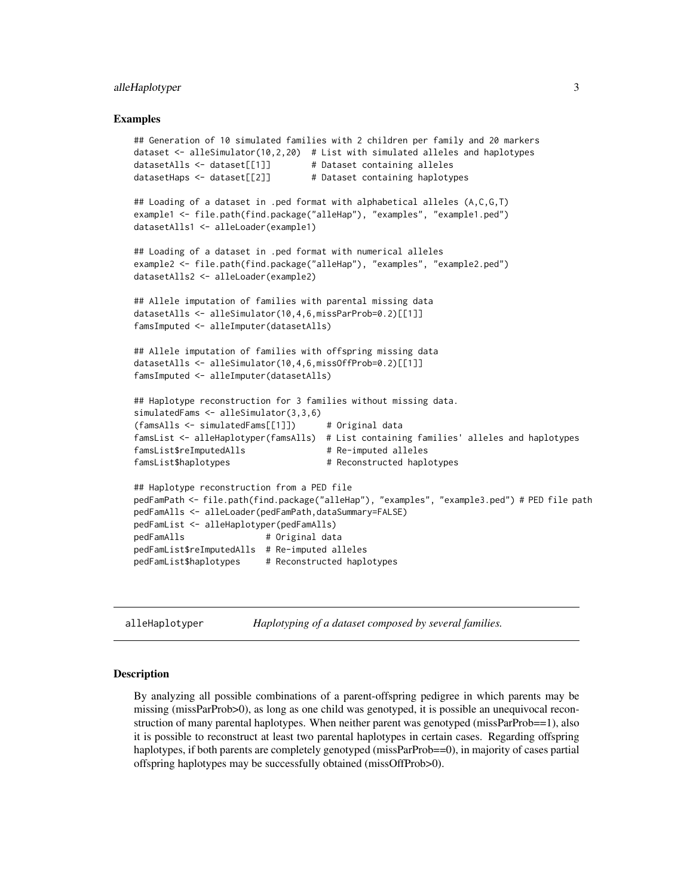## Examples

```
## Generation of 10 simulated families with 2 children per family and 20 markers
dataset <- alleSimulator(10,2,20)  # List with simulated alleles and haplotypes
datasetAlls <- dataset[[1]]        # Dataset containing alleles
datasetHaps <- dataset[[2]]        # Dataset containing haplotypes

## Loading of a dataset in .ped format with alphabetical alleles (A,C,G,T)
example1 <- file.path(find.package("alleHap"), "examples", "example1.ped")
datasetAlls1 <- alleLoader(example1)

## Loading of a dataset in .ped format with numerical alleles
example2 <- file.path(find.package("alleHap"), "examples", "example2.ped")
datasetAlls2 <- alleLoader(example2)

## Allele imputation of families with parental missing data
datasetAlls <- alleSimulator(10,4,6,missParProb=0.2)[[1]]
famsImputed <- alleImputer(datasetAlls)

## Allele imputation of families with offspring missing data
datasetAlls <- alleSimulator(10,4,6,missOffProb=0.2)[[1]]
famsImputed <- alleImputer(datasetAlls)

## Haplotype reconstruction for 3 families without missing data.
simulatedFams <- alleSimulator(3,3,6)
(famsAlls <- simulatedFams[[1]])      # Original data
famsList <- alleHaplotyper(famsAlls)  # List containing families' alleles and haplotypes
famsList$reImputedAlls                # Re-imputed alleles
famsList$haplotypes                   # Reconstructed haplotypes

## Haplotype reconstruction from a PED file
pedFamPath <- file.path(find.package("alleHap"), "examples", "example3.ped") # PED file path
pedFamAlls <- alleLoader(pedFamPath,dataSummary=FALSE)
pedFamList <- alleHaplotyper(pedFamAlls)
pedFamAlls                # Original data
pedFamList$reImputedAlls  # Re-imputed alleles
pedFamList$haplotypes     # Reconstructed haplotypes
```

---

`alleHaplotyper` *Haplotyping of a dataset composed by several families.*

---

## Description

By analyzing all possible combinations of a parent-offspring pedigree in which parents may be missing (missParProb>0), as long as one child was genotyped, it is possible an unequivocal reconstruction of many parental haplotypes. When neither parent was genotyped (missParProb==1), also it is possible to reconstruct at least two parental haplotypes in certain cases. Regarding offspring haplotypes, if both parents are completely genotyped (missParProb==0), in majority of cases partial offspring haplotypes may be successfully obtained (missOffProb>0).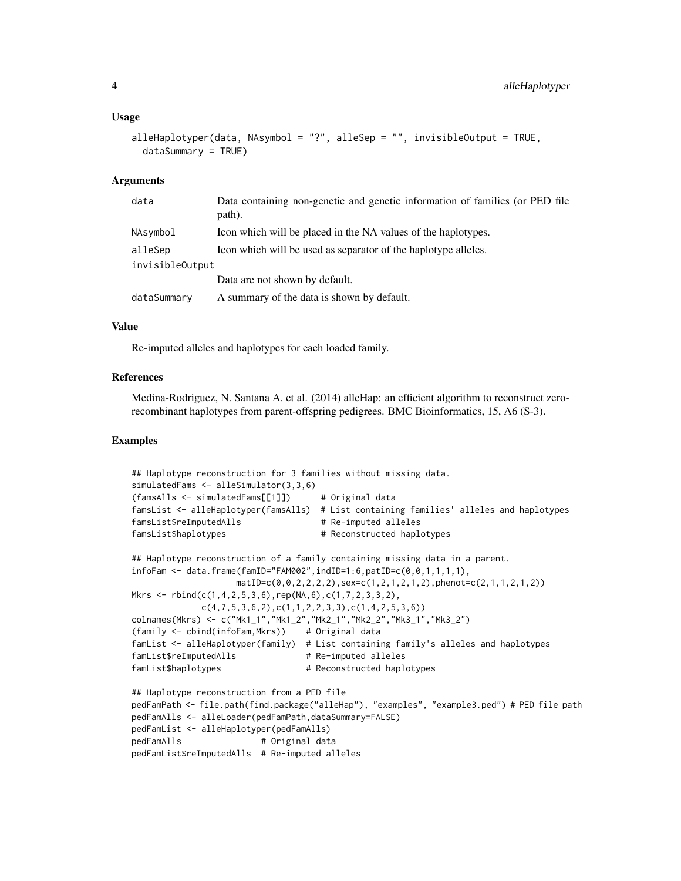### Usage

```
alleHaplotyper(data, NAsymbol = "?", alleSep = "", invisibleOutput = TRUE,
  dataSummary = TRUE)
```

### Arguments

| | |
|---|---|
| data | Data containing non-genetic and genetic information of families (or PED file path). |
| NAsymbol | Icon which will be placed in the NA values of the haplotypes. |
| alleSep | Icon which will be used as separator of the haplotype alleles. |
| invisibleOutput | Data are not shown by default. |
| dataSummary | A summary of the data is shown by default. |

### Value

Re-imputed alleles and haplotypes for each loaded family.

### References

Medina-Rodriguez, N. Santana A. et al. (2014) alleHap: an efficient algorithm to reconstruct zero-recombinant haplotypes from parent-offspring pedigrees. BMC Bioinformatics, 15, A6 (S-3).

### Examples

```
## Haplotype reconstruction for 3 families without missing data.
simulatedFams <- alleSimulator(3,3,6)
(famsAlls <- simulatedFams[[1]])      # Original data
famsList <- alleHaplotyper(famsAlls)  # List containing families' alleles and haplotypes
famsList$reImputedAlls                # Re-imputed alleles
famsList$haplotypes                   # Reconstructed haplotypes

## Haplotype reconstruction of a family containing missing data in a parent.
infoFam <- data.frame(famID="FAM002",indID=1:6,patID=c(0,0,1,1,1,1),
                      matID=c(0,0,2,2,2,2),sex=c(1,2,1,2,1,2),phenot=c(2,1,1,2,1,2))
Mkrs <- rbind(c(1,4,2,5,3,6),rep(NA,6),c(1,7,2,3,3,2),
              c(4,7,5,3,6,2),c(1,1,2,2,3,3),c(1,4,2,5,3,6))
colnames(Mkrs) <- c("Mk1_1","Mk1_2","Mk2_1","Mk2_2","Mk3_1","Mk3_2")
(family <- cbind(infoFam,Mkrs))    # Original data
famList <- alleHaplotyper(family)  # List containing family's alleles and haplotypes
famList$reImputedAlls              # Re-imputed alleles
famList$haplotypes                 # Reconstructed haplotypes

## Haplotype reconstruction from a PED file
pedFamPath <- file.path(find.package("alleHap"), "examples", "example3.ped") # PED file path
pedFamAlls <- alleLoader(pedFamPath,dataSummary=FALSE)
pedFamList <- alleHaplotyper(pedFamAlls)
pedFamAlls                # Original data
pedFamList$reImputedAlls  # Re-imputed alleles
```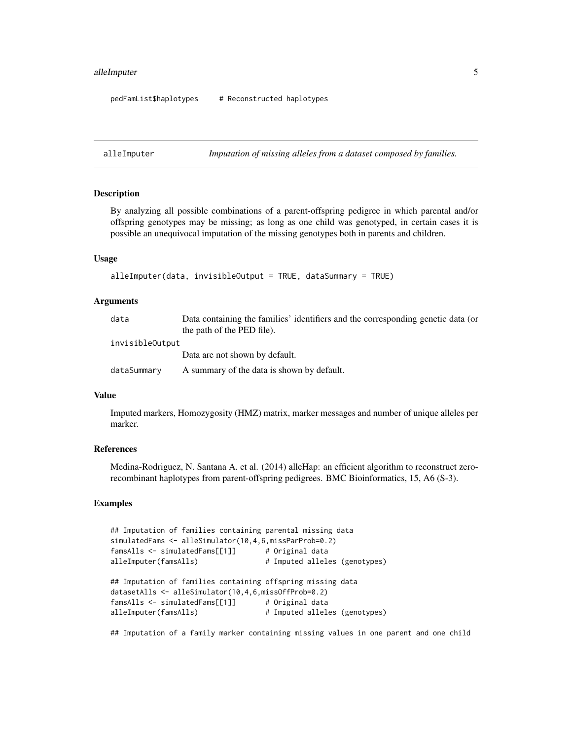```
pedFamList$haplotypes     # Reconstructed haplotypes
```

## alleImputer *Imputation of missing alleles from a dataset composed by families.*

### Description

By analyzing all possible combinations of a parent-offspring pedigree in which parental and/or offspring genotypes may be missing; as long as one child was genotyped, in certain cases it is possible an unequivocal imputation of the missing genotypes both in parents and children.

### Usage

```
alleImputer(data, invisibleOutput = TRUE, dataSummary = TRUE)
```

### Arguments

| | |
|---|---|
| data | Data containing the families' identifiers and the corresponding genetic data (or the path of the PED file). |
| invisibleOutput | Data are not shown by default. |
| dataSummary | A summary of the data is shown by default. |

### Value

Imputed markers, Homozygosity (HMZ) matrix, marker messages and number of unique alleles per marker.

### References

Medina-Rodriguez, N. Santana A. et al. (2014) alleHap: an efficient algorithm to reconstruct zero-recombinant haplotypes from parent-offspring pedigrees. BMC Bioinformatics, 15, A6 (S-3).

### Examples

```
## Imputation of families containing parental missing data
simulatedFams <- alleSimulator(10,4,6,missParProb=0.2)
famsAlls <- simulatedFams[[1]]       # Original data
alleImputer(famsAlls)                # Imputed alleles (genotypes)

## Imputation of families containing offspring missing data
datasetAlls <- alleSimulator(10,4,6,missOffProb=0.2)
famsAlls <- simulatedFams[[1]]       # Original data
alleImputer(famsAlls)                # Imputed alleles (genotypes)

## Imputation of a family marker containing missing values in one parent and one child
```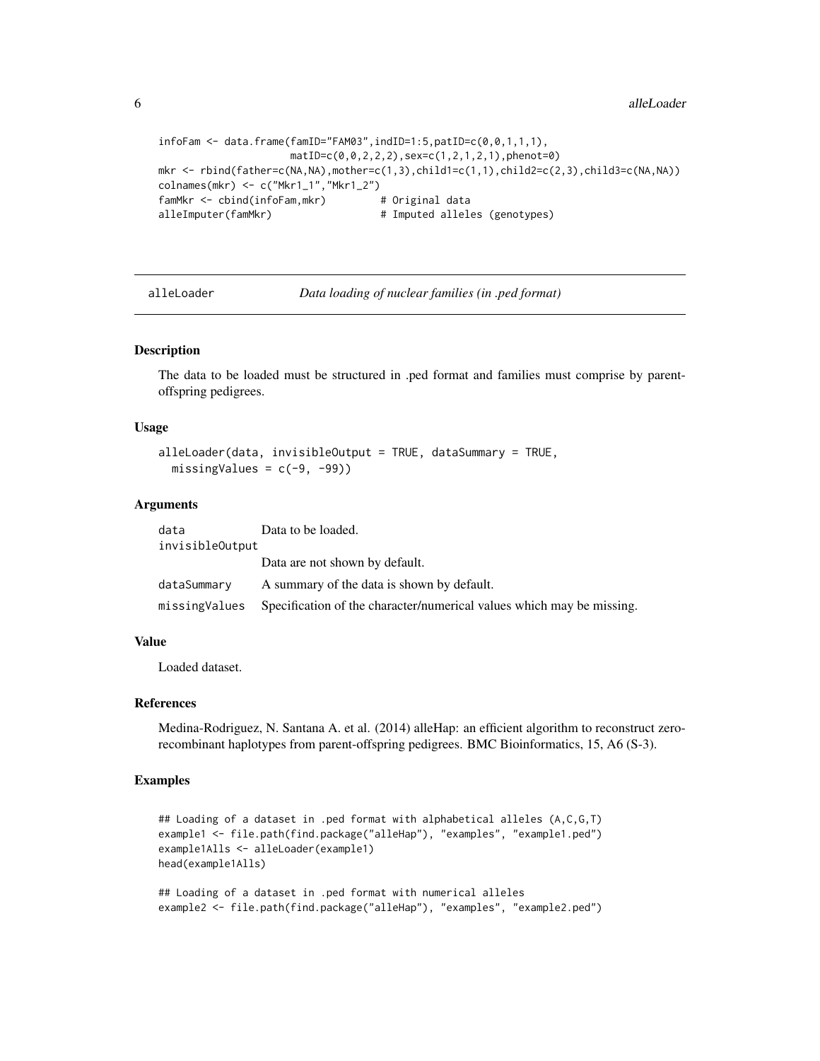```
infoFam <- data.frame(famID="FAM03",indID=1:5,patID=c(0,0,1,1,1),
                     matID=c(0,0,2,2,2),sex=c(1,2,1,2,1),phenot=0)
mkr <- rbind(father=c(NA,NA),mother=c(1,3),child1=c(1,1),child2=c(2,3),child3=c(NA,NA))
colnames(mkr) <- c("Mkr1_1","Mkr1_2")
famMkr <- cbind(infoFam,mkr)         # Original data
alleImputer(famMkr)                  # Imputed alleles (genotypes)
```

## alleLoader — *Data loading of nuclear families (in .ped format)*

### Description

The data to be loaded must be structured in .ped format and families must comprise by parent-offspring pedigrees.

### Usage

```
alleLoader(data, invisibleOutput = TRUE, dataSummary = TRUE,
  missingValues = c(-9, -99))
```

### Arguments

| | |
|---|---|
| data | Data to be loaded. |
| invisibleOutput | Data are not shown by default. |
| dataSummary | A summary of the data is shown by default. |
| missingValues | Specification of the character/numerical values which may be missing. |

### Value

Loaded dataset.

### References

Medina-Rodriguez, N. Santana A. et al. (2014) alleHap: an efficient algorithm to reconstruct zero-recombinant haplotypes from parent-offspring pedigrees. BMC Bioinformatics, 15, A6 (S-3).

### Examples

```
## Loading of a dataset in .ped format with alphabetical alleles (A,C,G,T)
example1 <- file.path(find.package("alleHap"), "examples", "example1.ped")
example1Alls <- alleLoader(example1)
head(example1Alls)

## Loading of a dataset in .ped format with numerical alleles
example2 <- file.path(find.package("alleHap"), "examples", "example2.ped")
```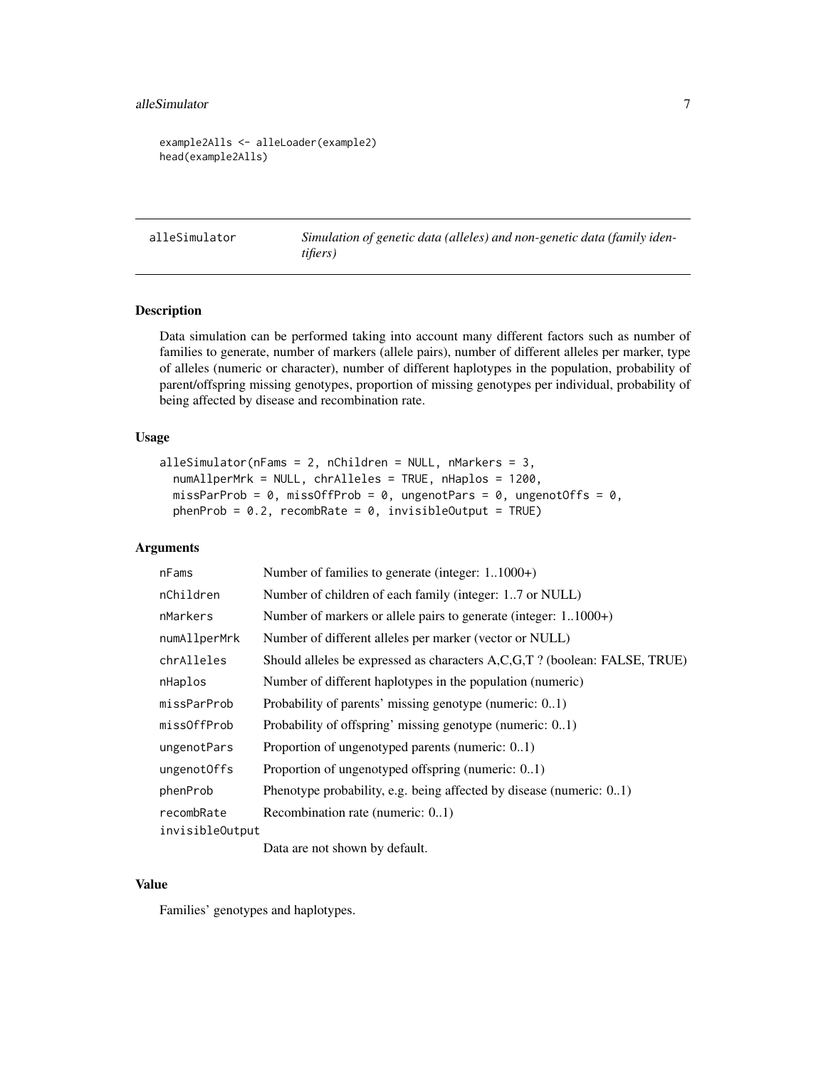```
example2Alls <- alleLoader(example2)
head(example2Alls)
```

## alleSimulator — *Simulation of genetic data (alleles) and non-genetic data (family identifiers)*

### Description

Data simulation can be performed taking into account many different factors such as number of families to generate, number of markers (allele pairs), number of different alleles per marker, type of alleles (numeric or character), number of different haplotypes in the population, probability of parent/offspring missing genotypes, proportion of missing genotypes per individual, probability of being affected by disease and recombination rate.

### Usage

```
alleSimulator(nFams = 2, nChildren = NULL, nMarkers = 3,
  numAllperMrk = NULL, chrAlleles = TRUE, nHaplos = 1200,
  missParProb = 0, missOffProb = 0, ungenotPars = 0, ungenotOffs = 0,
  phenProb = 0.2, recombRate = 0, invisibleOutput = TRUE)
```

### Arguments

| | |
|---|---|
| `nFams` | Number of families to generate (integer: 1..1000+) |
| `nChildren` | Number of children of each family (integer: 1..7 or NULL) |
| `nMarkers` | Number of markers or allele pairs to generate (integer: 1..1000+) |
| `numAllperMrk` | Number of different alleles per marker (vector or NULL) |
| `chrAlleles` | Should alleles be expressed as characters A,C,G,T ? (boolean: FALSE, TRUE) |
| `nHaplos` | Number of different haplotypes in the population (numeric) |
| `missParProb` | Probability of parents' missing genotype (numeric: 0..1) |
| `missOffProb` | Probability of offspring' missing genotype (numeric: 0..1) |
| `ungenotPars` | Proportion of ungenotyped parents (numeric: 0..1) |
| `ungenotOffs` | Proportion of ungenotyped offspring (numeric: 0..1) |
| `phenProb` | Phenotype probability, e.g. being affected by disease (numeric: 0..1) |
| `recombRate` | Recombination rate (numeric: 0..1) |
| `invisibleOutput` | Data are not shown by default. |

### Value

Families' genotypes and haplotypes.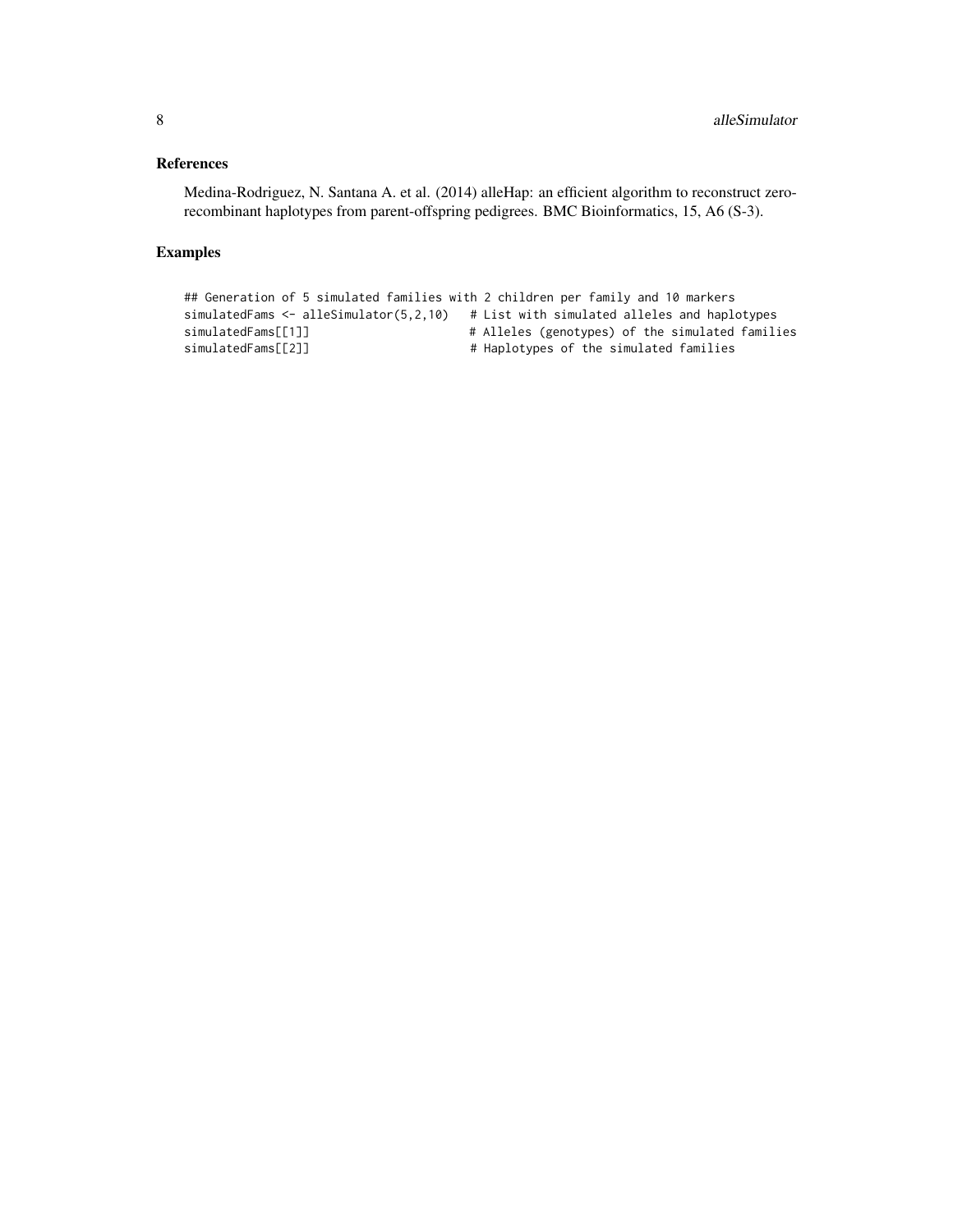## References

Medina-Rodriguez, N. Santana A. et al. (2014) alleHap: an efficient algorithm to reconstruct zero-recombinant haplotypes from parent-offspring pedigrees. BMC Bioinformatics, 15, A6 (S-3).

## Examples

```
## Generation of 5 simulated families with 2 children per family and 10 markers
simulatedFams <- alleSimulator(5,2,10)   # List with simulated alleles and haplotypes
simulatedFams[[1]]                       # Alleles (genotypes) of the simulated families
simulatedFams[[2]]                       # Haplotypes of the simulated families
```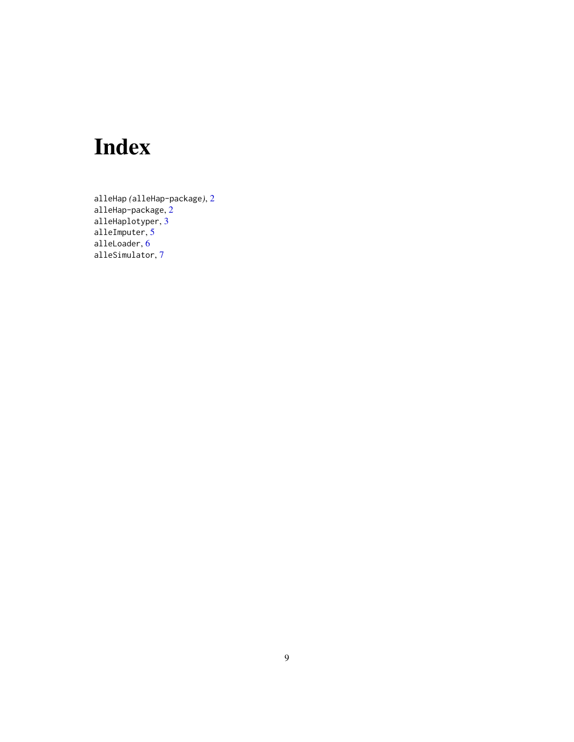# Index

alleHap (alleHap-package), 2
alleHap-package, 2
alleHaplotyper, 3
alleImputer, 5
alleLoader, 6
alleSimulator, 7